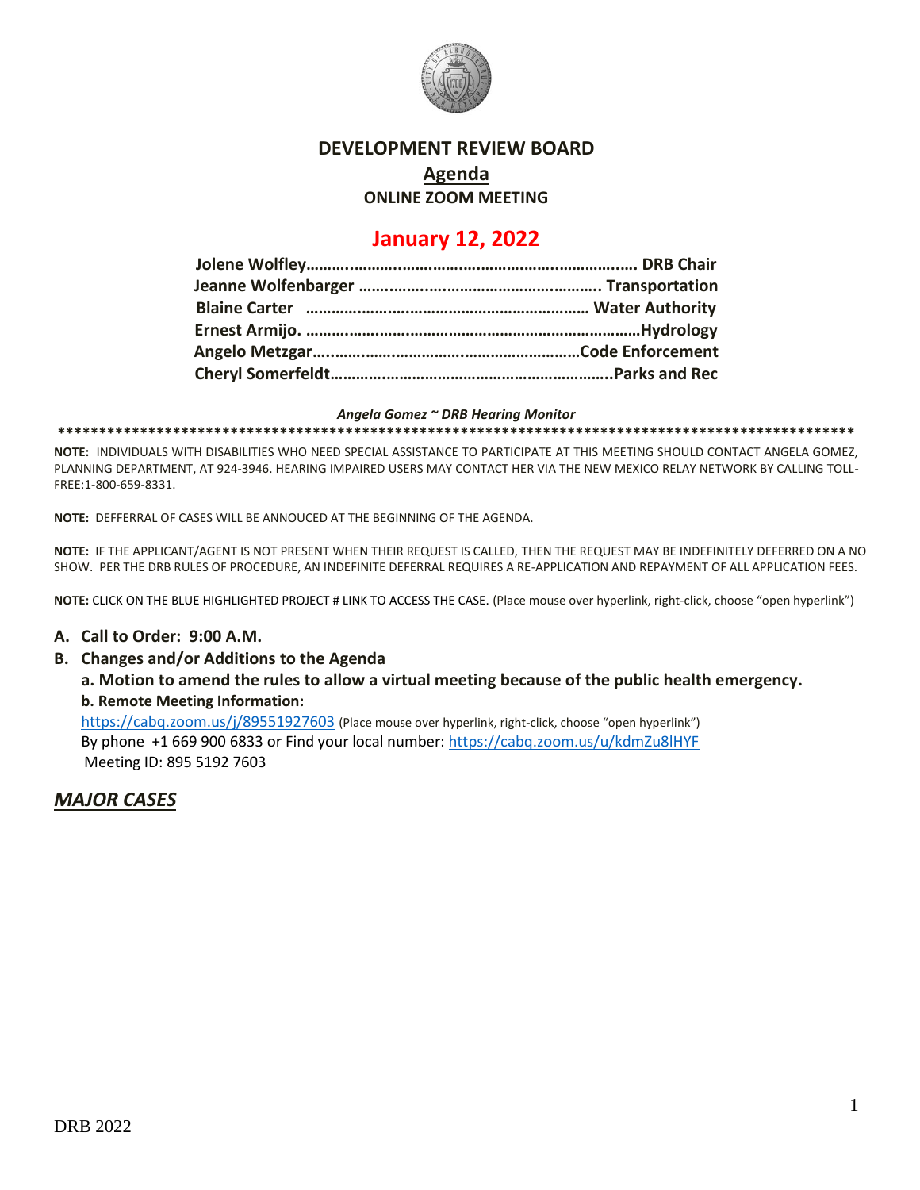# DEVELOPMENT REVIEW BOARD

## Agenda

**ONLINE ZOOM MEETING**

## January 12, 2022

**Jolene Wolfley……………………………………………………………. DRB Chair**
**Jeanne Wolfenbarger ……………………………………………….. Transportation**
**Blaine Carter ………………………………………………………… Water Authority**
**Ernest Armijo. ………………………………………………………………Hydrology**
**Angelo Metzgar……………………………………………………Code Enforcement**
**Cheryl Somerfeldt………………………………………………………..Parks and Rec**

***Angela Gomez ~ DRB Hearing Monitor***

**\*\*\*\*\*\*\*\*\*\*\*\*\*\*\*\*\*\*\*\*\*\*\*\*\*\*\*\*\*\*\*\*\*\*\*\*\*\*\*\*\*\*\*\*\*\*\*\*\*\*\*\*\*\*\*\*\*\*\*\*\*\*\*\*\*\*\*\*\*\*\*\*\*\*\*\*\*\*\*\*\*\*\*\*\*\*\*\*\*\*\*\*\*\*\*\*\*\*\***

**NOTE:** INDIVIDUALS WITH DISABILITIES WHO NEED SPECIAL ASSISTANCE TO PARTICIPATE AT THIS MEETING SHOULD CONTACT ANGELA GOMEZ, PLANNING DEPARTMENT, AT 924-3946. HEARING IMPAIRED USERS MAY CONTACT HER VIA THE NEW MEXICO RELAY NETWORK BY CALLING TOLL-FREE:1-800-659-8331.

**NOTE:** DEFFERRAL OF CASES WILL BE ANNOUCED AT THE BEGINNING OF THE AGENDA.

**NOTE:** IF THE APPLICANT/AGENT IS NOT PRESENT WHEN THEIR REQUEST IS CALLED, THEN THE REQUEST MAY BE INDEFINITELY DEFERRED ON A NO SHOW. PER THE DRB RULES OF PROCEDURE, AN INDEFINITE DEFERRAL REQUIRES A RE-APPLICATION AND REPAYMENT OF ALL APPLICATION FEES.

**NOTE:** CLICK ON THE BLUE HIGHLIGHTED PROJECT # LINK TO ACCESS THE CASE. (Place mouse over hyperlink, right-click, choose "open hyperlink")

**A. Call to Order: 9:00 A.M.**

**B. Changes and/or Additions to the Agenda**

**a. Motion to amend the rules to allow a virtual meeting because of the public health emergency.**

**b. Remote Meeting Information:**

https://cabq.zoom.us/j/89551927603 (Place mouse over hyperlink, right-click, choose "open hyperlink")
By phone +1 669 900 6833 or Find your local number: https://cabq.zoom.us/u/kdmZu8lHYF
Meeting ID: 895 5192 7603

## ***MAJOR CASES***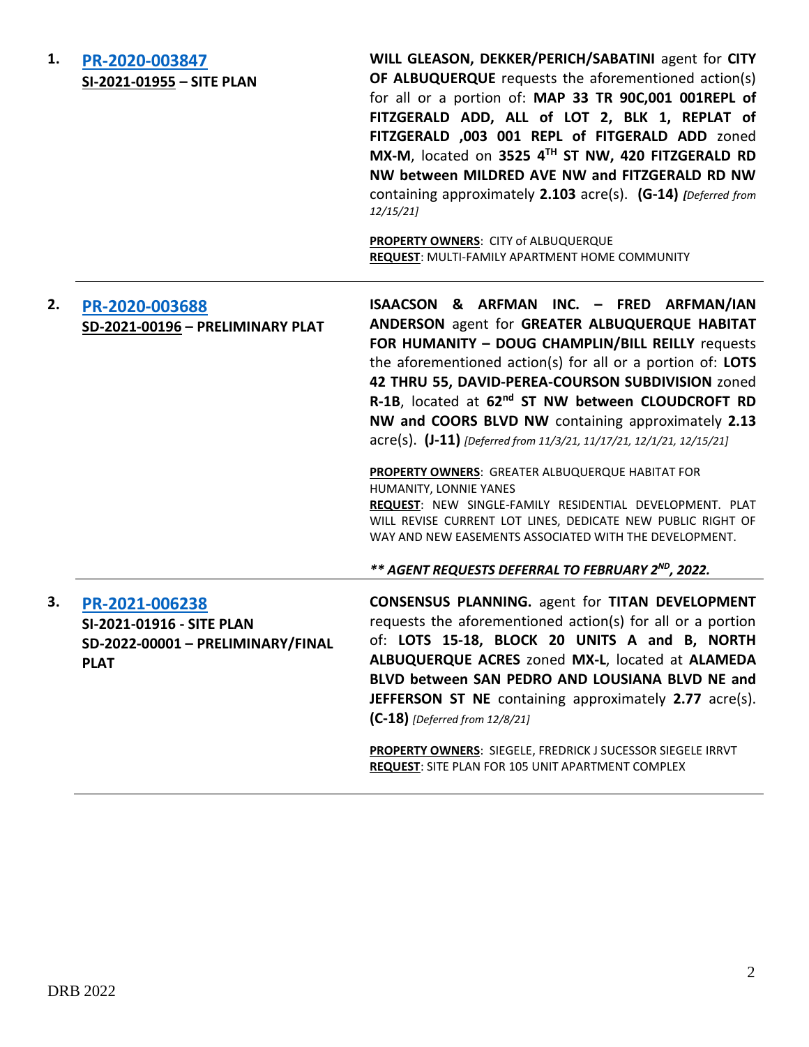1. **[PR-2020-003847](PR-2020-003847)**
   **SI-2021-01955 – SITE PLAN**

   **WILL GLEASON, DEKKER/PERICH/SABATINI** agent for **CITY OF ALBUQUERQUE** requests the aforementioned action(s) for all or a portion of: **MAP 33 TR 90C,001 001REPL of FITZGERALD ADD, ALL of LOT 2, BLK 1, REPLAT of FITZGERALD ,003 001 REPL of FITGERALD ADD** zoned **MX-M**, located on **3525 4TH ST NW, 420 FITZGERALD RD NW between MILDRED AVE NW and FITZGERALD RD NW** containing approximately **2.103** acre(s). **(G-14)** ***[Deferred from 12/15/21]***

   **PROPERTY OWNERS**: CITY of ALBUQUERQUE
   **REQUEST**: MULTI-FAMILY APARTMENT HOME COMMUNITY

---

2. **[PR-2020-003688](PR-2020-003688)**
   **SD-2021-00196 – PRELIMINARY PLAT**

   **ISAACSON & ARFMAN INC. – FRED ARFMAN/IAN ANDERSON** agent for **GREATER ALBUQUERQUE HABITAT FOR HUMANITY – DOUG CHAMPLIN/BILL REILLY** requests the aforementioned action(s) for all or a portion of: **LOTS 42 THRU 55, DAVID-PEREA-COURSON SUBDIVISION** zoned **R-1B**, located at **62nd ST NW between CLOUDCROFT RD NW and COORS BLVD NW** containing approximately **2.13** acre(s). **(J-11)** *[Deferred from 11/3/21, 11/17/21, 12/1/21, 12/15/21]*

   **PROPERTY OWNERS**: GREATER ALBUQUERQUE HABITAT FOR HUMANITY, LONNIE YANES
   **REQUEST**: NEW SINGLE-FAMILY RESIDENTIAL DEVELOPMENT. PLAT WILL REVISE CURRENT LOT LINES, DEDICATE NEW PUBLIC RIGHT OF WAY AND NEW EASEMENTS ASSOCIATED WITH THE DEVELOPMENT.

   ***\*\* AGENT REQUESTS DEFERRAL TO FEBRUARY 2ND, 2022.***

---

3. **[PR-2021-006238](PR-2021-006238)**
   **SI-2021-01916 - SITE PLAN**
   **SD-2022-00001 – PRELIMINARY/FINAL PLAT**

   **CONSENSUS PLANNING.** agent for **TITAN DEVELOPMENT** requests the aforementioned action(s) for all or a portion of: **LOTS 15-18, BLOCK 20 UNITS A and B, NORTH ALBUQUERQUE ACRES** zoned **MX-L**, located at **ALAMEDA BLVD between SAN PEDRO AND LOUSIANA BLVD NE and JEFFERSON ST NE** containing approximately **2.77** acre(s). **(C-18)** *[Deferred from 12/8/21]*

   **PROPERTY OWNERS**: SIEGELE, FREDRICK J SUCESSOR SIEGELE IRRVT
   **REQUEST**: SITE PLAN FOR 105 UNIT APARTMENT COMPLEX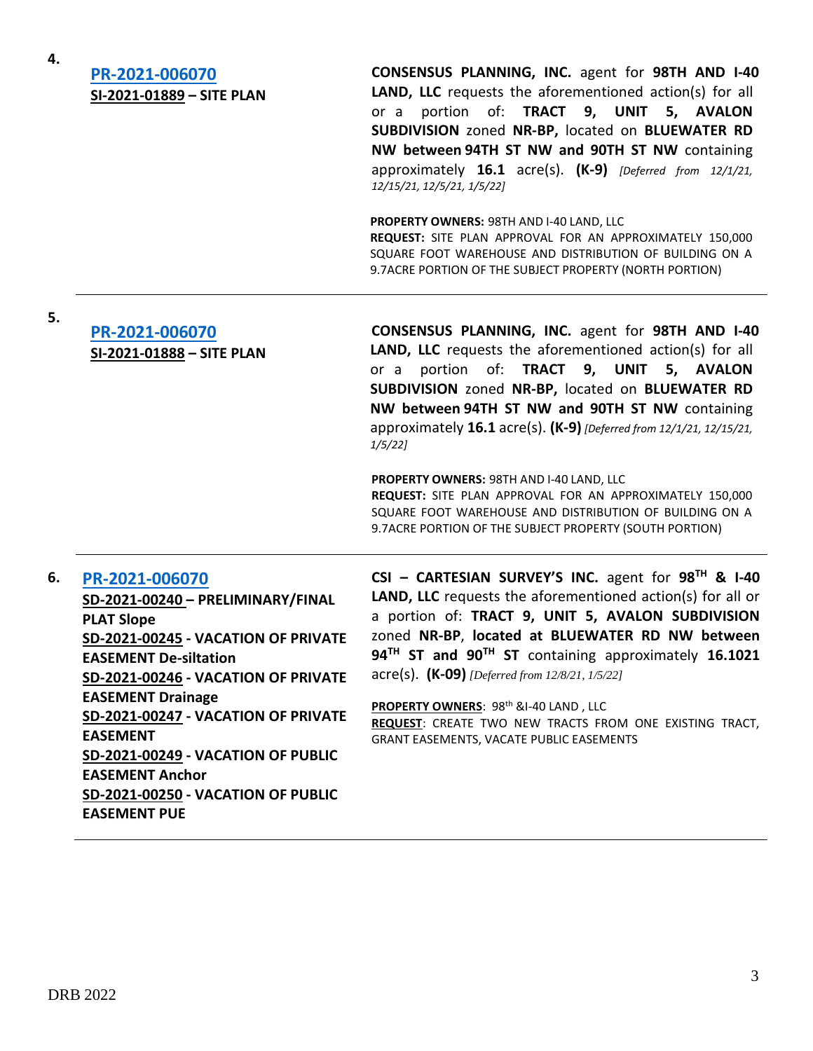**4.**

**PR-2021-006070**
**SI-2021-01889 – SITE PLAN**

**CONSENSUS PLANNING, INC.** agent for **98TH AND I-40 LAND, LLC** requests the aforementioned action(s) for all or a portion of: **TRACT 9, UNIT 5, AVALON SUBDIVISION** zoned **NR-BP,** located on **BLUEWATER RD NW between 94TH ST NW and 90TH ST NW** containing approximately **16.1** acre(s). **(K-9)** *[Deferred from 12/1/21, 12/15/21, 12/5/21, 1/5/22]*

**PROPERTY OWNERS:** 98TH AND I-40 LAND, LLC
**REQUEST:** SITE PLAN APPROVAL FOR AN APPROXIMATELY 150,000 SQUARE FOOT WAREHOUSE AND DISTRIBUTION OF BUILDING ON A 9.7ACRE PORTION OF THE SUBJECT PROPERTY (NORTH PORTION)

---

**5.**

**PR-2021-006070**
**SI-2021-01888 – SITE PLAN**

**CONSENSUS PLANNING, INC.** agent for **98TH AND I-40 LAND, LLC** requests the aforementioned action(s) for all or a portion of: **TRACT 9, UNIT 5, AVALON SUBDIVISION** zoned **NR-BP,** located on **BLUEWATER RD NW between 94TH ST NW and 90TH ST NW** containing approximately **16.1** acre(s). **(K-9)** *[Deferred from 12/1/21, 12/15/21, 1/5/22]*

**PROPERTY OWNERS:** 98TH AND I-40 LAND, LLC
**REQUEST:** SITE PLAN APPROVAL FOR AN APPROXIMATELY 150,000 SQUARE FOOT WAREHOUSE AND DISTRIBUTION OF BUILDING ON A 9.7ACRE PORTION OF THE SUBJECT PROPERTY (SOUTH PORTION)

---

**6.**

**PR-2021-006070**
**SD-2021-00240 – PRELIMINARY/FINAL PLAT Slope**
**SD-2021-00245 - VACATION OF PRIVATE EASEMENT De-siltation**
**SD-2021-00246 - VACATION OF PRIVATE EASEMENT Drainage**
**SD-2021-00247 - VACATION OF PRIVATE EASEMENT**
**SD-2021-00249 - VACATION OF PUBLIC EASEMENT Anchor**
**SD-2021-00250 - VACATION OF PUBLIC EASEMENT PUE**

**CSI – CARTESIAN SURVEY'S INC.** agent for **98TH & I-40 LAND, LLC** requests the aforementioned action(s) for all or a portion of: **TRACT 9, UNIT 5, AVALON SUBDIVISION** zoned **NR-BP**, **located at BLUEWATER RD NW between 94TH ST and 90TH ST** containing approximately **16.1021** acre(s). **(K-09)** *[Deferred from 12/8/21, 1/5/22]*

**PROPERTY OWNERS**: 98th &I-40 LAND , LLC
**REQUEST**: CREATE TWO NEW TRACTS FROM ONE EXISTING TRACT, GRANT EASEMENTS, VACATE PUBLIC EASEMENTS

---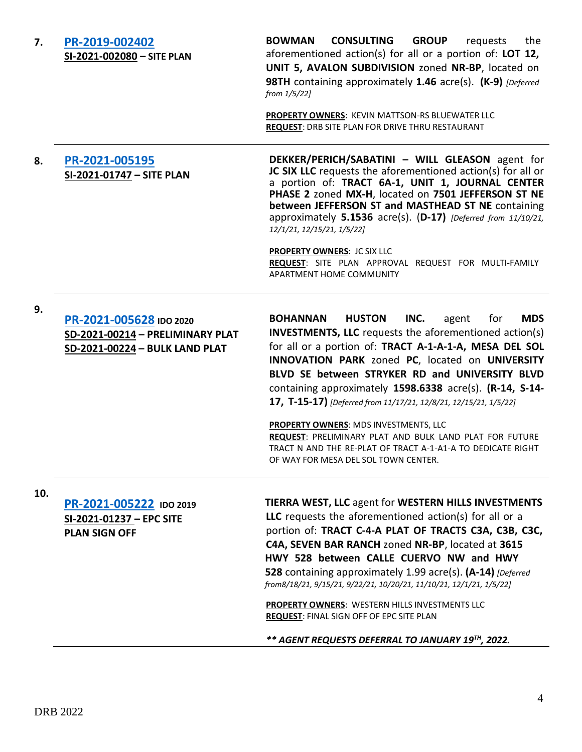| | | |
|---|---|---|
| **7.** | **PR-2019-002402**<br>**SI-2021-002080 – SITE PLAN** | **BOWMAN CONSULTING GROUP** requests the aforementioned action(s) for all or a portion of: **LOT 12, UNIT 5, AVALON SUBDIVISION** zoned **NR-BP**, located on **98TH** containing approximately **1.46** acre(s). **(K-9)** *[Deferred from 1/5/22]*<br><br>**PROPERTY OWNERS**: KEVIN MATTSON-RS BLUEWATER LLC<br>**REQUEST**: DRB SITE PLAN FOR DRIVE THRU RESTAURANT |
| **8.** | **PR-2021-005195**<br>**SI-2021-01747 – SITE PLAN** | **DEKKER/PERICH/SABATINI – WILL GLEASON** agent for **JC SIX LLC** requests the aforementioned action(s) for all or a portion of: **TRACT 6A-1, UNIT 1, JOURNAL CENTER PHASE 2** zoned **MX-H**, located on **7501 JEFFERSON ST NE between JEFFERSON ST and MASTHEAD ST NE** containing approximately **5.1536** acre(s). (**D-17)** *[Deferred from 11/10/21, 12/1/21, 12/15/21, 1/5/22]*<br><br>**PROPERTY OWNERS**: JC SIX LLC<br>**REQUEST**: SITE PLAN APPROVAL REQUEST FOR MULTI-FAMILY APARTMENT HOME COMMUNITY |
| **9.** | **PR-2021-005628** **IDO 2020**<br>**SD-2021-00214 – PRELIMINARY PLAT**<br>**SD-2021-00224 – BULK LAND PLAT** | **BOHANNAN HUSTON INC.** agent for **MDS INVESTMENTS, LLC** requests the aforementioned action(s) for all or a portion of: **TRACT A-1-A-1-A, MESA DEL SOL INNOVATION PARK** zoned **PC**, located on **UNIVERSITY BLVD SE between STRYKER RD and UNIVERSITY BLVD** containing approximately **1598.6338** acre(s). **(R-14, S-14-17, T-15-17)** *[Deferred from 11/17/21, 12/8/21, 12/15/21, 1/5/22]*<br><br>**PROPERTY OWNERS**: MDS INVESTMENTS, LLC<br>**REQUEST**: PRELIMINARY PLAT AND BULK LAND PLAT FOR FUTURE TRACT N AND THE RE-PLAT OF TRACT A-1-A1-A TO DEDICATE RIGHT OF WAY FOR MESA DEL SOL TOWN CENTER. |
| **10.** | **PR-2021-005222** **IDO 2019**<br>**SI-2021-01237 – EPC SITE PLAN SIGN OFF** | **TIERRA WEST, LLC** agent for **WESTERN HILLS INVESTMENTS LLC** requests the aforementioned action(s) for all or a portion of: **TRACT C-4-A PLAT OF TRACTS C3A, C3B, C3C, C4A, SEVEN BAR RANCH** zoned **NR-BP**, located at **3615 HWY 528 between CALLE CUERVO NW and HWY 528** containing approximately 1.99 acre(s). **(A-14)** *[Deferred from8/18/21, 9/15/21, 9/22/21, 10/20/21, 11/10/21, 12/1/21, 1/5/22]*<br><br>**PROPERTY OWNERS**: WESTERN HILLS INVESTMENTS LLC<br>**REQUEST**: FINAL SIGN OFF OF EPC SITE PLAN<br><br>***\*\* AGENT REQUESTS DEFERRAL TO JANUARY 19TH, 2022.*** |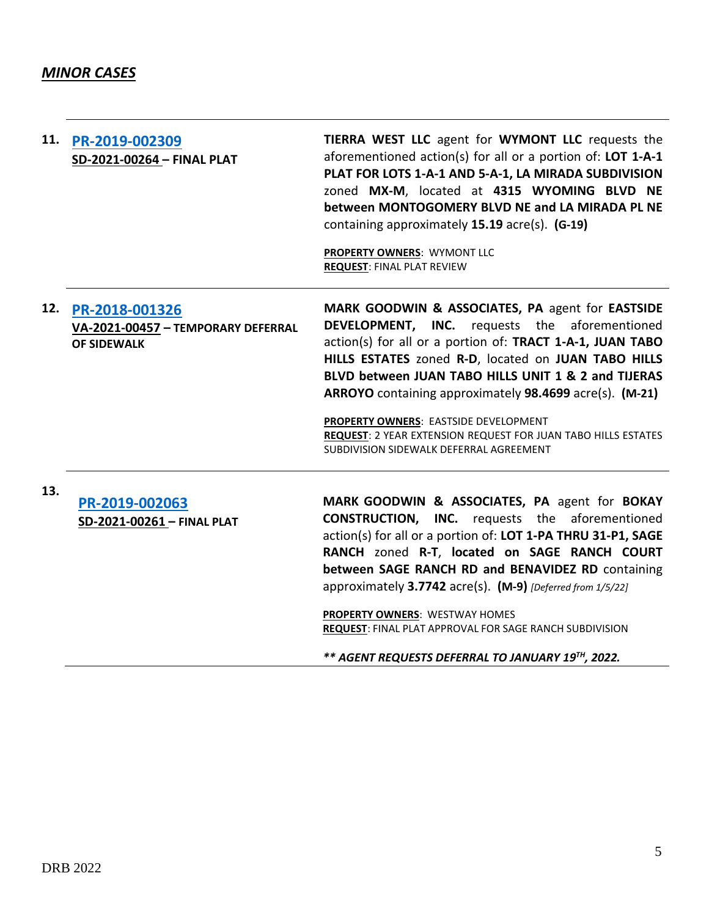## ***MINOR CASES***

---

**11. PR-2019-002309**
**SD-2021-00264 – FINAL PLAT**

**TIERRA WEST LLC** agent for **WYMONT LLC** requests the aforementioned action(s) for all or a portion of: **LOT 1-A-1 PLAT FOR LOTS 1-A-1 AND 5-A-1, LA MIRADA SUBDIVISION** zoned **MX-M**, located at **4315 WYOMING BLVD NE between MONTOGOMERY BLVD NE and LA MIRADA PL NE** containing approximately **15.19** acre(s). **(G-19)**

**PROPERTY OWNERS**: WYMONT LLC
**REQUEST**: FINAL PLAT REVIEW

---

**12. PR-2018-001326**
**VA-2021-00457 – TEMPORARY DEFERRAL OF SIDEWALK**

**MARK GOODWIN & ASSOCIATES, PA** agent for **EASTSIDE DEVELOPMENT, INC.** requests the aforementioned action(s) for all or a portion of: **TRACT 1-A-1, JUAN TABO HILLS ESTATES** zoned **R-D**, located on **JUAN TABO HILLS BLVD between JUAN TABO HILLS UNIT 1 & 2 and TIJERAS ARROYO** containing approximately **98.4699** acre(s). **(M-21)**

**PROPERTY OWNERS**: EASTSIDE DEVELOPMENT
**REQUEST**: 2 YEAR EXTENSION REQUEST FOR JUAN TABO HILLS ESTATES SUBDIVISION SIDEWALK DEFERRAL AGREEMENT

---

**13. PR-2019-002063**
**SD-2021-00261 – FINAL PLAT**

**MARK GOODWIN & ASSOCIATES, PA** agent for **BOKAY CONSTRUCTION, INC.** requests the aforementioned action(s) for all or a portion of: **LOT 1-PA THRU 31-P1, SAGE RANCH** zoned **R-T**, **located on SAGE RANCH COURT between SAGE RANCH RD and BENAVIDEZ RD** containing approximately **3.7742** acre(s). **(M-9)** *[Deferred from 1/5/22]*

**PROPERTY OWNERS**: WESTWAY HOMES
**REQUEST**: FINAL PLAT APPROVAL FOR SAGE RANCH SUBDIVISION

***\*\* AGENT REQUESTS DEFERRAL TO JANUARY 19TH, 2022.***

---

DRB 2022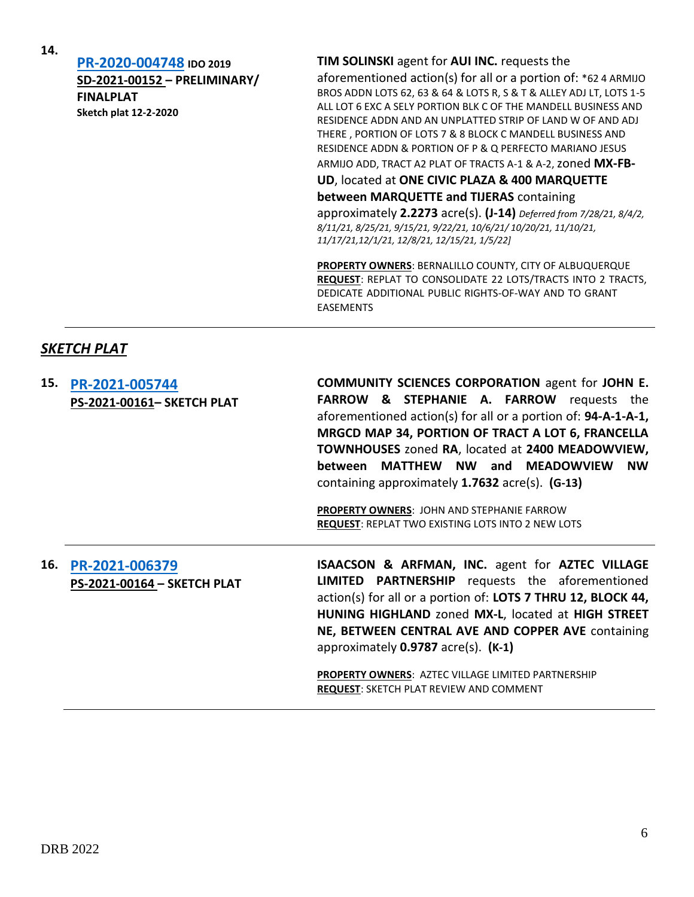**14.** **PR-2020-004748** **IDO 2019**
**SD-2021-00152 – PRELIMINARY/ FINALPLAT**
**Sketch plat 12-2-2020**

**TIM SOLINSKI** agent for **AUI INC.** requests the aforementioned action(s) for all or a portion of: *62 4 ARMIJO BROS ADDN LOTS 62, 63 & 64 & LOTS R, S & T & ALLEY ADJ LT, LOTS 1-5 ALL LOT 6 EXC A SELY PORTION BLK C OF THE MANDELL BUSINESS AND RESIDENCE ADDN AND AN UNPLATTED STRIP OF LAND W OF AND ADJ THERE , PORTION OF LOTS 7 & 8 BLOCK C MANDELL BUSINESS AND RESIDENCE ADDN & PORTION OF P & Q PERFECTO MARIANO JESUS ARMIJO ADD, TRACT A2 PLAT OF TRACTS A-1 & A-2, zoned **MX-FB-UD**, located at **ONE CIVIC PLAZA & 400 MARQUETTE between MARQUETTE and TIJERAS** containing approximately **2.2273** acre(s). **(J-14)** *Deferred from 7/28/21, 8/4/2, 8/11/21, 8/25/21, 9/15/21, 9/22/21, 10/6/21/ 10/20/21, 11/10/21, 11/17/21,12/1/21, 12/8/21, 12/15/21, 1/5/22]*

**PROPERTY OWNERS**: BERNALILLO COUNTY, CITY OF ALBUQUERQUE
**REQUEST**: REPLAT TO CONSOLIDATE 22 LOTS/TRACTS INTO 2 TRACTS, DEDICATE ADDITIONAL PUBLIC RIGHTS-OF-WAY AND TO GRANT EASEMENTS

---

## *SKETCH PLAT*

**15.** **PR-2021-005744**
**PS-2021-00161– SKETCH PLAT**

**COMMUNITY SCIENCES CORPORATION** agent for **JOHN E. FARROW & STEPHANIE A. FARROW** requests the aforementioned action(s) for all or a portion of: **94-A-1-A-1, MRGCD MAP 34, PORTION OF TRACT A LOT 6, FRANCELLA TOWNHOUSES** zoned **RA**, located at **2400 MEADOWVIEW, between MATTHEW NW and MEADOWVIEW NW** containing approximately **1.7632** acre(s). **(G-13)**

**PROPERTY OWNERS**: JOHN AND STEPHANIE FARROW
**REQUEST**: REPLAT TWO EXISTING LOTS INTO 2 NEW LOTS

---

**16.** **PR-2021-006379**
**PS-2021-00164 – SKETCH PLAT**

**ISAACSON & ARFMAN, INC.** agent for **AZTEC VILLAGE LIMITED PARTNERSHIP** requests the aforementioned action(s) for all or a portion of: **LOTS 7 THRU 12, BLOCK 44, HUNING HIGHLAND** zoned **MX-L**, located at **HIGH STREET NE, BETWEEN CENTRAL AVE AND COPPER AVE** containing approximately **0.9787** acre(s). **(K-1)**

**PROPERTY OWNERS**: AZTEC VILLAGE LIMITED PARTNERSHIP
**REQUEST**: SKETCH PLAT REVIEW AND COMMENT

---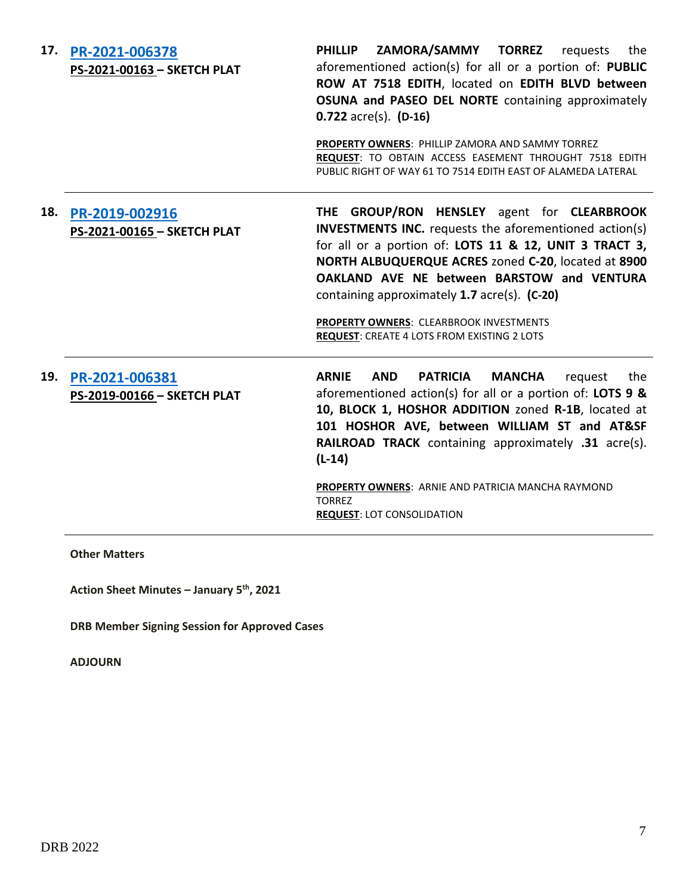**17.** **[PR-2021-006378](#)**
**PS-2021-00163 – SKETCH PLAT**

**PHILLIP ZAMORA/SAMMY TORREZ** requests the aforementioned action(s) for all or a portion of: **PUBLIC ROW AT 7518 EDITH**, located on **EDITH BLVD between OSUNA and PASEO DEL NORTE** containing approximately **0.722** acre(s). **(D-16)**

**PROPERTY OWNERS**: PHILLIP ZAMORA AND SAMMY TORREZ
**REQUEST**: TO OBTAIN ACCESS EASEMENT THROUGHT 7518 EDITH PUBLIC RIGHT OF WAY 61 TO 7514 EDITH EAST OF ALAMEDA LATERAL

---

**18.** **[PR-2019-002916](#)**
**PS-2021-00165 – SKETCH PLAT**

**THE GROUP/RON HENSLEY** agent for **CLEARBROOK INVESTMENTS INC.** requests the aforementioned action(s) for all or a portion of: **LOTS 11 & 12, UNIT 3 TRACT 3, NORTH ALBUQUERQUE ACRES** zoned **C-20**, located at **8900 OAKLAND AVE NE between BARSTOW and VENTURA** containing approximately **1.7** acre(s). **(C-20)**

**PROPERTY OWNERS**: CLEARBROOK INVESTMENTS
**REQUEST**: CREATE 4 LOTS FROM EXISTING 2 LOTS

---

**19.** **[PR-2021-006381](#)**
**PS-2019-00166 – SKETCH PLAT**

**ARNIE AND PATRICIA MANCHA** request the aforementioned action(s) for all or a portion of: **LOTS 9 & 10, BLOCK 1, HOSHOR ADDITION** zoned **R-1B**, located at **101 HOSHOR AVE, between WILLIAM ST and AT&SF RAILROAD TRACK** containing approximately **.31** acre(s). **(L-14)**

**PROPERTY OWNERS**: ARNIE AND PATRICIA MANCHA RAYMOND TORREZ
**REQUEST**: LOT CONSOLIDATION

---

**Other Matters**

**Action Sheet Minutes – January 5th, 2021**

**DRB Member Signing Session for Approved Cases**

**ADJOURN**